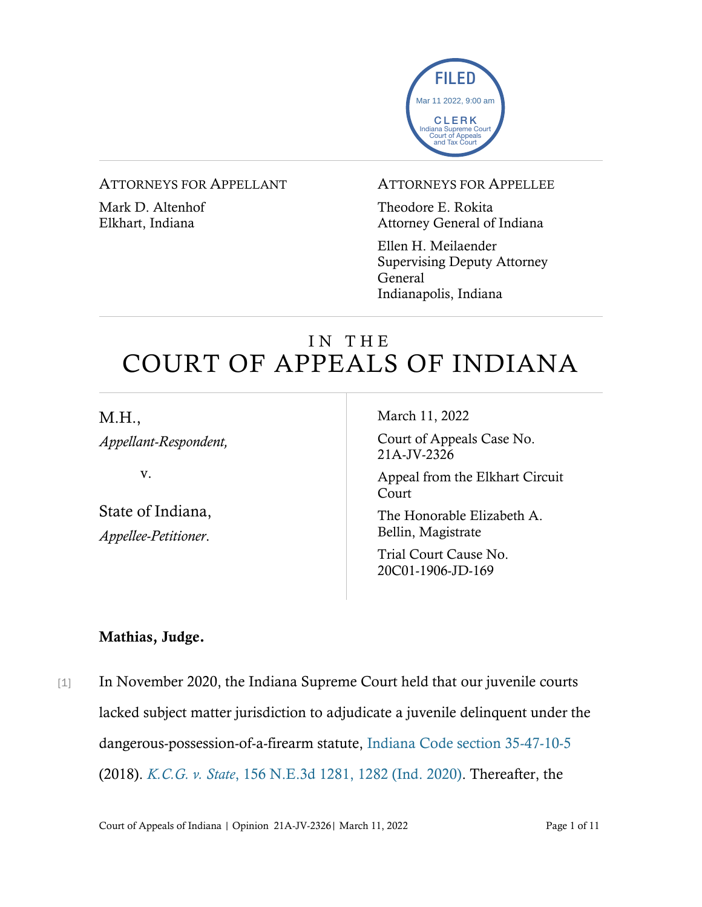FILED
Mar 11 2022, 9:00 am
CLERK
Indiana Supreme Court
Court of Appeals
and Tax Court

ATTORNEYS FOR APPELLANT

Mark D. Altenhof
Elkhart, Indiana

ATTORNEYS FOR APPELLEE

Theodore E. Rokita
Attorney General of Indiana

Ellen H. Meilaender
Supervising Deputy Attorney General
Indianapolis, Indiana

# IN THE COURT OF APPEALS OF INDIANA

M.H.,
*Appellant-Respondent,*

v.

State of Indiana,
*Appellee-Petitioner.*

March 11, 2022

Court of Appeals Case No. 21A-JV-2326

Appeal from the Elkhart Circuit Court

The Honorable Elizabeth A. Bellin, Magistrate

Trial Court Cause No. 20C01-1906-JD-169

**Mathias, Judge.**

[1] In November 2020, the Indiana Supreme Court held that our juvenile courts lacked subject matter jurisdiction to adjudicate a juvenile delinquent under the dangerous-possession-of-a-firearm statute, Indiana Code section 35-47-10-5 (2018). *K.C.G. v. State*, 156 N.E.3d 1281, 1282 (Ind. 2020). Thereafter, the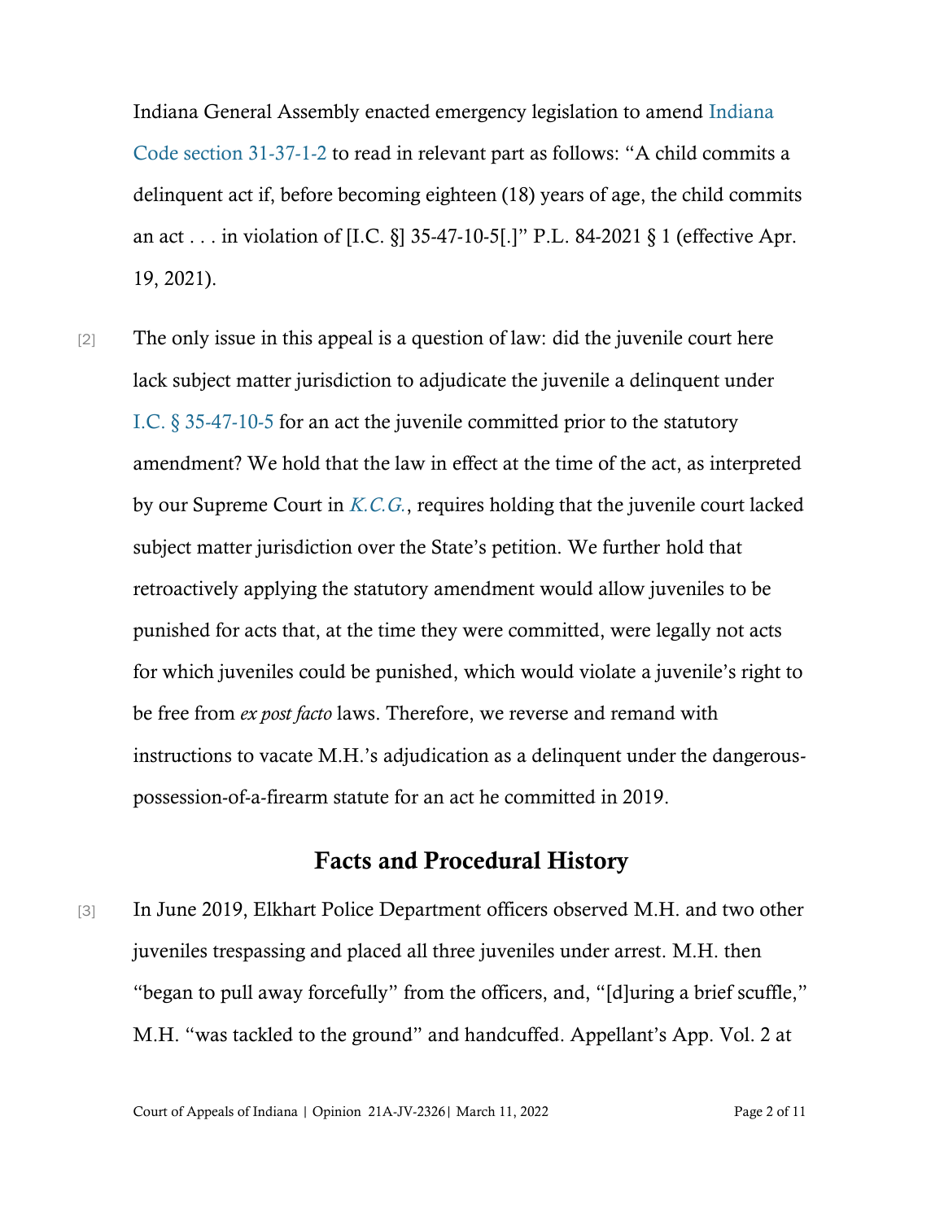Indiana General Assembly enacted emergency legislation to amend Indiana Code section 31-37-1-2 to read in relevant part as follows: "A child commits a delinquent act if, before becoming eighteen (18) years of age, the child commits an act . . . in violation of [I.C. §] 35-47-10-5[.]" P.L. 84-2021 § 1 (effective Apr. 19, 2021).

[2] The only issue in this appeal is a question of law: did the juvenile court here lack subject matter jurisdiction to adjudicate the juvenile a delinquent under I.C. § 35-47-10-5 for an act the juvenile committed prior to the statutory amendment? We hold that the law in effect at the time of the act, as interpreted by our Supreme Court in *K.C.G.*, requires holding that the juvenile court lacked subject matter jurisdiction over the State's petition. We further hold that retroactively applying the statutory amendment would allow juveniles to be punished for acts that, at the time they were committed, were legally not acts for which juveniles could be punished, which would violate a juvenile's right to be free from *ex post facto* laws. Therefore, we reverse and remand with instructions to vacate M.H.'s adjudication as a delinquent under the dangerous-possession-of-a-firearm statute for an act he committed in 2019.

## Facts and Procedural History

[3] In June 2019, Elkhart Police Department officers observed M.H. and two other juveniles trespassing and placed all three juveniles under arrest. M.H. then "began to pull away forcefully" from the officers, and, "[d]uring a brief scuffle," M.H. "was tackled to the ground" and handcuffed. Appellant's App. Vol. 2 at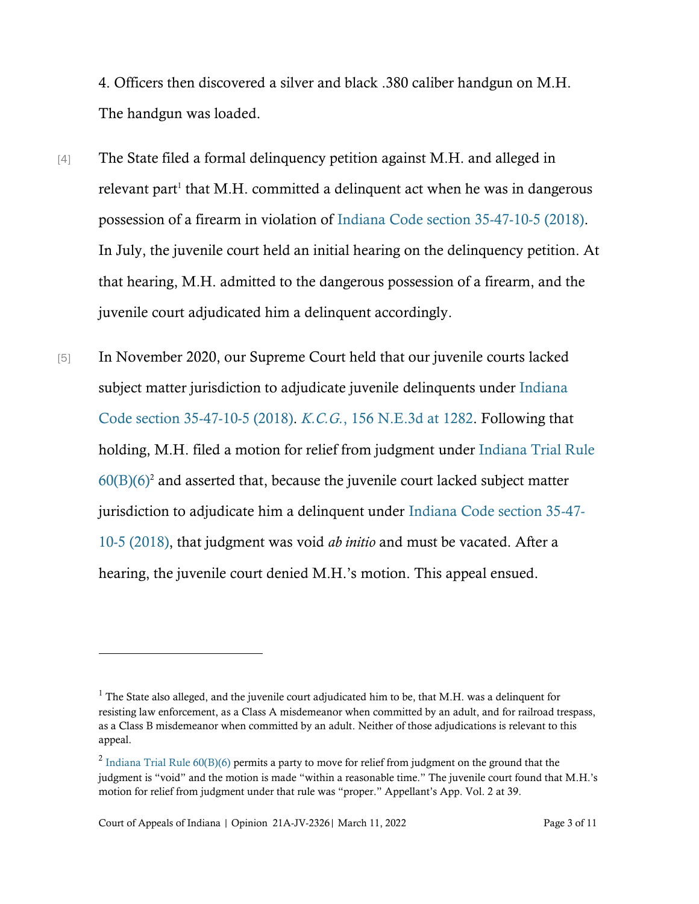4. Officers then discovered a silver and black .380 caliber handgun on M.H. The handgun was loaded.

[4] The State filed a formal delinquency petition against M.H. and alleged in relevant part[1] that M.H. committed a delinquent act when he was in dangerous possession of a firearm in violation of Indiana Code section 35-47-10-5 (2018). In July, the juvenile court held an initial hearing on the delinquency petition. At that hearing, M.H. admitted to the dangerous possession of a firearm, and the juvenile court adjudicated him a delinquent accordingly.

[5] In November 2020, our Supreme Court held that our juvenile courts lacked subject matter jurisdiction to adjudicate juvenile delinquents under Indiana Code section 35-47-10-5 (2018). *K.C.G.*, 156 N.E.3d at 1282. Following that holding, M.H. filed a motion for relief from judgment under Indiana Trial Rule 60(B)(6)[2] and asserted that, because the juvenile court lacked subject matter jurisdiction to adjudicate him a delinquent under Indiana Code section 35-47-10-5 (2018), that judgment was void *ab initio* and must be vacated. After a hearing, the juvenile court denied M.H.'s motion. This appeal ensued.

---

[1] The State also alleged, and the juvenile court adjudicated him to be, that M.H. was a delinquent for resisting law enforcement, as a Class A misdemeanor when committed by an adult, and for railroad trespass, as a Class B misdemeanor when committed by an adult. Neither of those adjudications is relevant to this appeal.

[2] Indiana Trial Rule 60(B)(6) permits a party to move for relief from judgment on the ground that the judgment is "void" and the motion is made "within a reasonable time." The juvenile court found that M.H.'s motion for relief from judgment under that rule was "proper." Appellant's App. Vol. 2 at 39.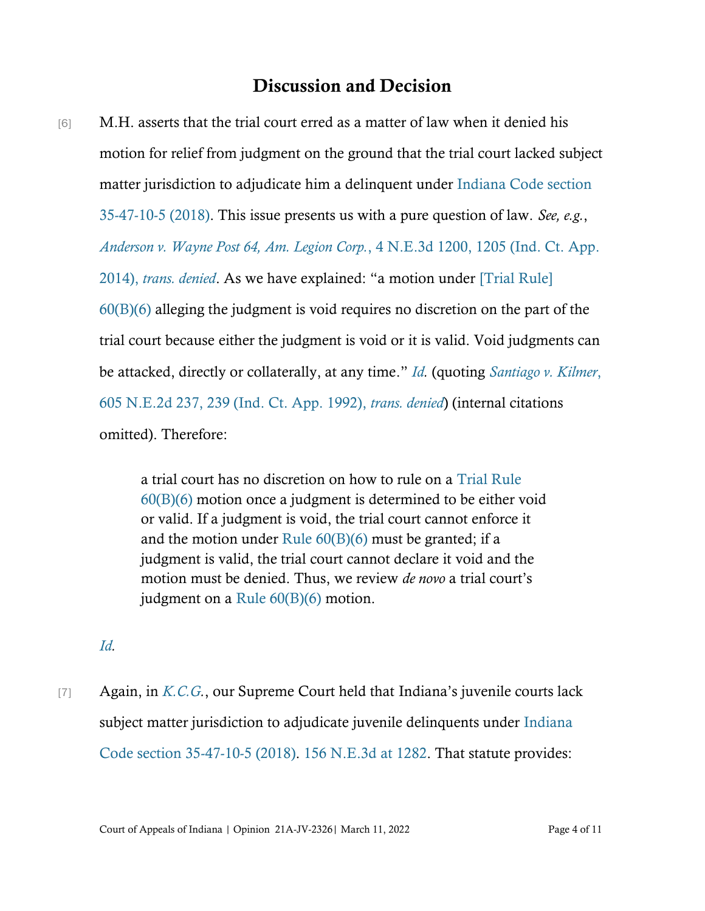## Discussion and Decision

[6] M.H. asserts that the trial court erred as a matter of law when it denied his motion for relief from judgment on the ground that the trial court lacked subject matter jurisdiction to adjudicate him a delinquent under Indiana Code section 35-47-10-5 (2018). This issue presents us with a pure question of law. *See, e.g.*, *Anderson v. Wayne Post 64, Am. Legion Corp.*, 4 N.E.3d 1200, 1205 (Ind. Ct. App. 2014), *trans. denied*. As we have explained: "a motion under [Trial Rule] 60(B)(6) alleging the judgment is void requires no discretion on the part of the trial court because either the judgment is void or it is valid. Void judgments can be attacked, directly or collaterally, at any time." *Id.* (quoting *Santiago v. Kilmer*, 605 N.E.2d 237, 239 (Ind. Ct. App. 1992), *trans. denied*) (internal citations omitted). Therefore:

> a trial court has no discretion on how to rule on a Trial Rule 60(B)(6) motion once a judgment is determined to be either void or valid. If a judgment is void, the trial court cannot enforce it and the motion under Rule 60(B)(6) must be granted; if a judgment is valid, the trial court cannot declare it void and the motion must be denied. Thus, we review *de novo* a trial court's judgment on a Rule 60(B)(6) motion.

*Id.*

[7] Again, in *K.C.G.*, our Supreme Court held that Indiana's juvenile courts lack subject matter jurisdiction to adjudicate juvenile delinquents under Indiana Code section 35-47-10-5 (2018). 156 N.E.3d at 1282. That statute provides: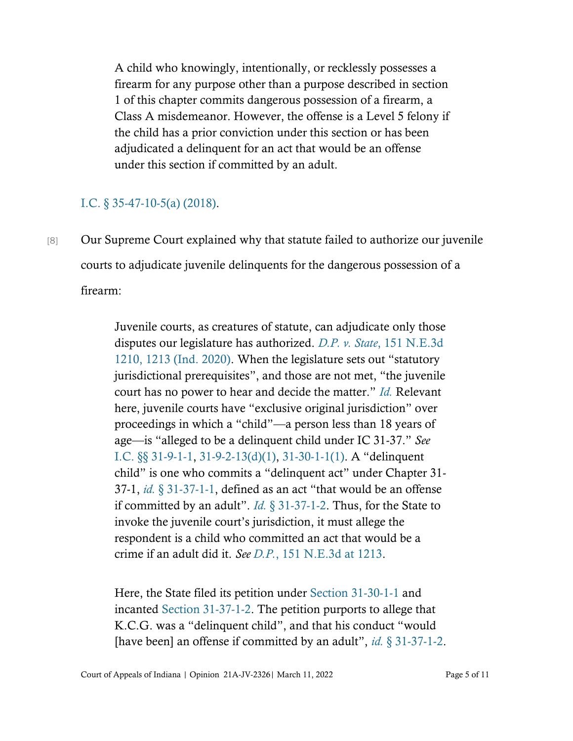> A child who knowingly, intentionally, or recklessly possesses a firearm for any purpose other than a purpose described in section 1 of this chapter commits dangerous possession of a firearm, a Class A misdemeanor. However, the offense is a Level 5 felony if the child has a prior conviction under this section or has been adjudicated a delinquent for an act that would be an offense under this section if committed by an adult.

I.C. § 35-47-10-5(a) (2018).

[8] Our Supreme Court explained why that statute failed to authorize our juvenile courts to adjudicate juvenile delinquents for the dangerous possession of a firearm:

> Juvenile courts, as creatures of statute, can adjudicate only those disputes our legislature has authorized. *D.P. v. State*, 151 N.E.3d 1210, 1213 (Ind. 2020). When the legislature sets out "statutory jurisdictional prerequisites", and those are not met, "the juvenile court has no power to hear and decide the matter." *Id.* Relevant here, juvenile courts have "exclusive original jurisdiction" over proceedings in which a "child"—a person less than 18 years of age—is "alleged to be a delinquent child under IC 31-37." *See* I.C. §§ 31-9-1-1, 31-9-2-13(d)(1), 31-30-1-1(1). A "delinquent child" is one who commits a "delinquent act" under Chapter 31-37-1, *id.* § 31-37-1-1, defined as an act "that would be an offense if committed by an adult". *Id.* § 31-37-1-2. Thus, for the State to invoke the juvenile court's jurisdiction, it must allege the respondent is a child who committed an act that would be a crime if an adult did it. *See D.P.*, 151 N.E.3d at 1213.
>
> Here, the State filed its petition under Section 31-30-1-1 and incanted Section 31-37-1-2. The petition purports to allege that K.C.G. was a "delinquent child", and that his conduct "would [have been] an offense if committed by an adult", *id.* § 31-37-1-2.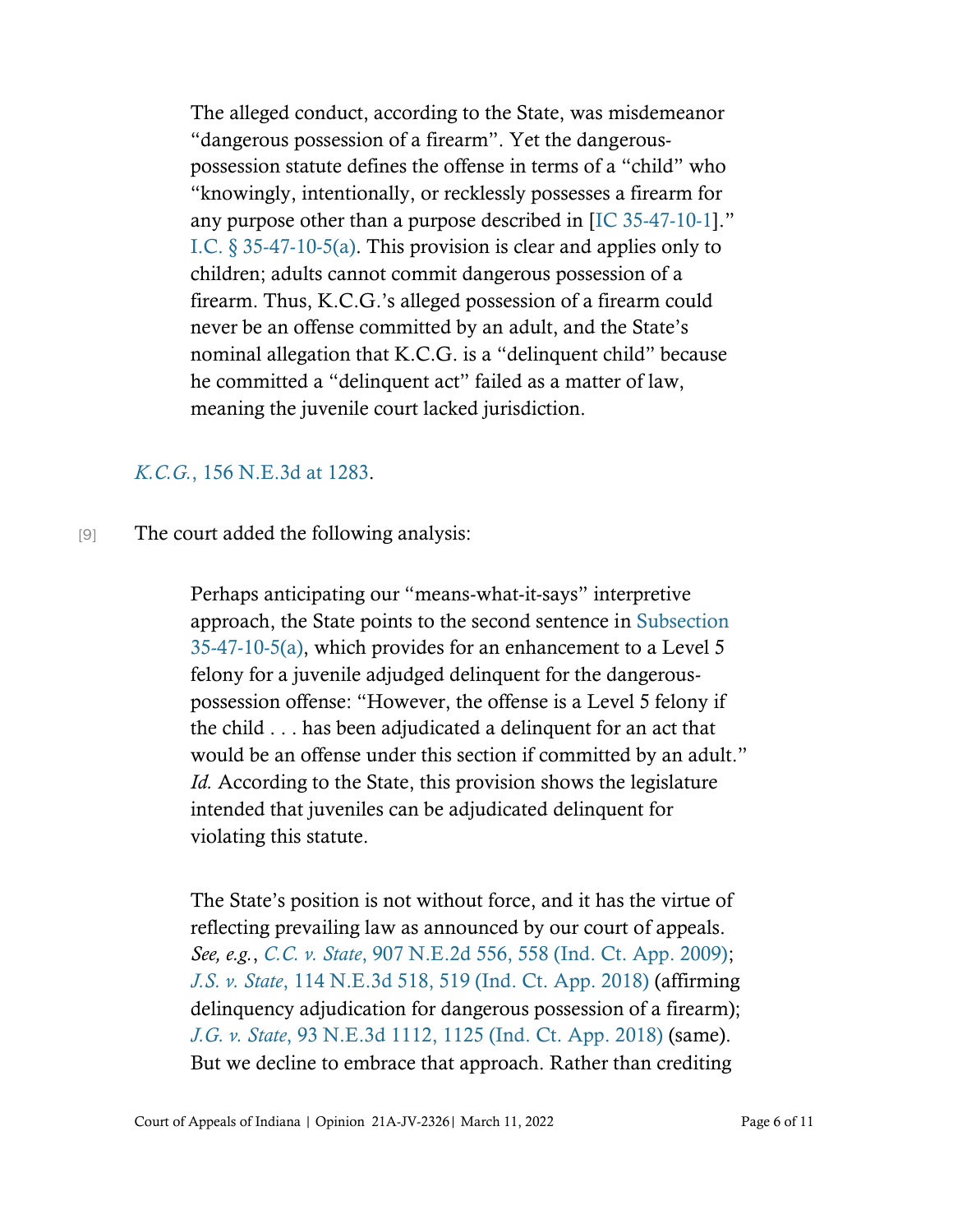> The alleged conduct, according to the State, was misdemeanor "dangerous possession of a firearm". Yet the dangerous-possession statute defines the offense in terms of a "child" who "knowingly, intentionally, or recklessly possesses a firearm for any purpose other than a purpose described in [IC 35-47-10-1]." I.C. § 35-47-10-5(a). This provision is clear and applies only to children; adults cannot commit dangerous possession of a firearm. Thus, K.C.G.'s alleged possession of a firearm could never be an offense committed by an adult, and the State's nominal allegation that K.C.G. is a "delinquent child" because he committed a "delinquent act" failed as a matter of law, meaning the juvenile court lacked jurisdiction.

*K.C.G.*, 156 N.E.3d at 1283.

[9] The court added the following analysis:

> Perhaps anticipating our "means-what-it-says" interpretive approach, the State points to the second sentence in Subsection 35-47-10-5(a), which provides for an enhancement to a Level 5 felony for a juvenile adjudged delinquent for the dangerous-possession offense: "However, the offense is a Level 5 felony if the child . . . has been adjudicated a delinquent for an act that would be an offense under this section if committed by an adult." *Id.* According to the State, this provision shows the legislature intended that juveniles can be adjudicated delinquent for violating this statute.
>
> The State's position is not without force, and it has the virtue of reflecting prevailing law as announced by our court of appeals. *See, e.g.*, *C.C. v. State*, 907 N.E.2d 556, 558 (Ind. Ct. App. 2009); *J.S. v. State*, 114 N.E.3d 518, 519 (Ind. Ct. App. 2018) (affirming delinquency adjudication for dangerous possession of a firearm); *J.G. v. State*, 93 N.E.3d 1112, 1125 (Ind. Ct. App. 2018) (same). But we decline to embrace that approach. Rather than crediting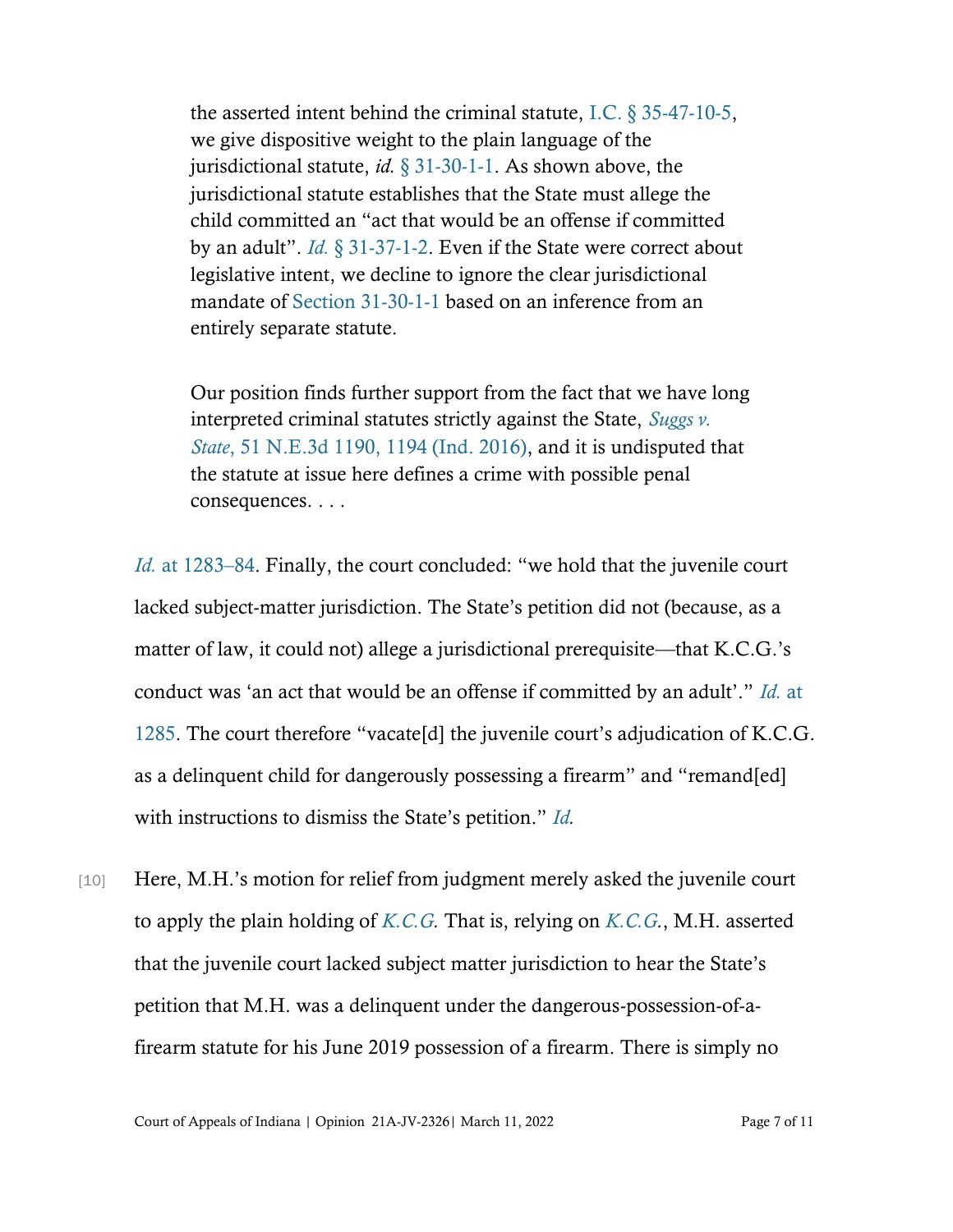> the asserted intent behind the criminal statute, I.C. § 35-47-10-5, we give dispositive weight to the plain language of the jurisdictional statute, *id.* § 31-30-1-1. As shown above, the jurisdictional statute establishes that the State must allege the child committed an "act that would be an offense if committed by an adult". *Id.* § 31-37-1-2. Even if the State were correct about legislative intent, we decline to ignore the clear jurisdictional mandate of Section 31-30-1-1 based on an inference from an entirely separate statute.
>
> Our position finds further support from the fact that we have long interpreted criminal statutes strictly against the State, *Suggs v. State*, 51 N.E.3d 1190, 1194 (Ind. 2016), and it is undisputed that the statute at issue here defines a crime with possible penal consequences. . . .

*Id.* at 1283–84. Finally, the court concluded: "we hold that the juvenile court lacked subject-matter jurisdiction. The State's petition did not (because, as a matter of law, it could not) allege a jurisdictional prerequisite—that K.C.G.'s conduct was 'an act that would be an offense if committed by an adult'." *Id.* at 1285. The court therefore "vacate[d] the juvenile court's adjudication of K.C.G. as a delinquent child for dangerously possessing a firearm" and "remand[ed] with instructions to dismiss the State's petition." *Id.*

[10] Here, M.H.'s motion for relief from judgment merely asked the juvenile court to apply the plain holding of *K.C.G.* That is, relying on *K.C.G.*, M.H. asserted that the juvenile court lacked subject matter jurisdiction to hear the State's petition that M.H. was a delinquent under the dangerous-possession-of-a-firearm statute for his June 2019 possession of a firearm. There is simply no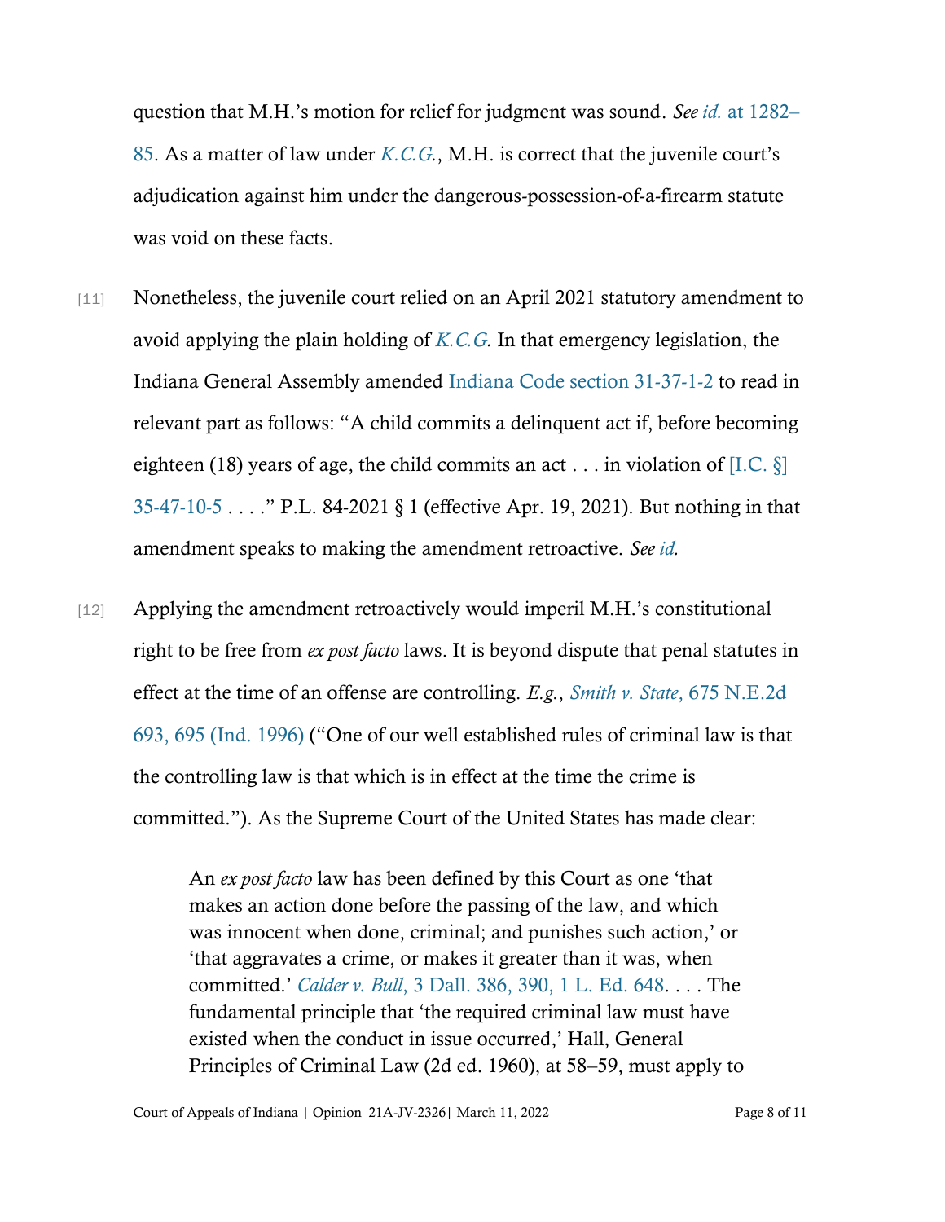question that M.H.'s motion for relief for judgment was sound. *See id.* at 1282–85. As a matter of law under *K.C.G.*, M.H. is correct that the juvenile court's adjudication against him under the dangerous-possession-of-a-firearm statute was void on these facts.

[11] Nonetheless, the juvenile court relied on an April 2021 statutory amendment to avoid applying the plain holding of *K.C.G.* In that emergency legislation, the Indiana General Assembly amended Indiana Code section 31-37-1-2 to read in relevant part as follows: "A child commits a delinquent act if, before becoming eighteen (18) years of age, the child commits an act . . . in violation of [I.C. §] 35-47-10-5 . . . ." P.L. 84-2021 § 1 (effective Apr. 19, 2021). But nothing in that amendment speaks to making the amendment retroactive. *See id.*

[12] Applying the amendment retroactively would imperil M.H.'s constitutional right to be free from *ex post facto* laws. It is beyond dispute that penal statutes in effect at the time of an offense are controlling. *E.g.*, *Smith v. State*, 675 N.E.2d 693, 695 (Ind. 1996) ("One of our well established rules of criminal law is that the controlling law is that which is in effect at the time the crime is committed."). As the Supreme Court of the United States has made clear:

> An *ex post facto* law has been defined by this Court as one 'that makes an action done before the passing of the law, and which was innocent when done, criminal; and punishes such action,' or 'that aggravates a crime, or makes it greater than it was, when committed.' *Calder v. Bull*, 3 Dall. 386, 390, 1 L. Ed. 648. . . . The fundamental principle that 'the required criminal law must have existed when the conduct in issue occurred,' Hall, General Principles of Criminal Law (2d ed. 1960), at 58–59, must apply to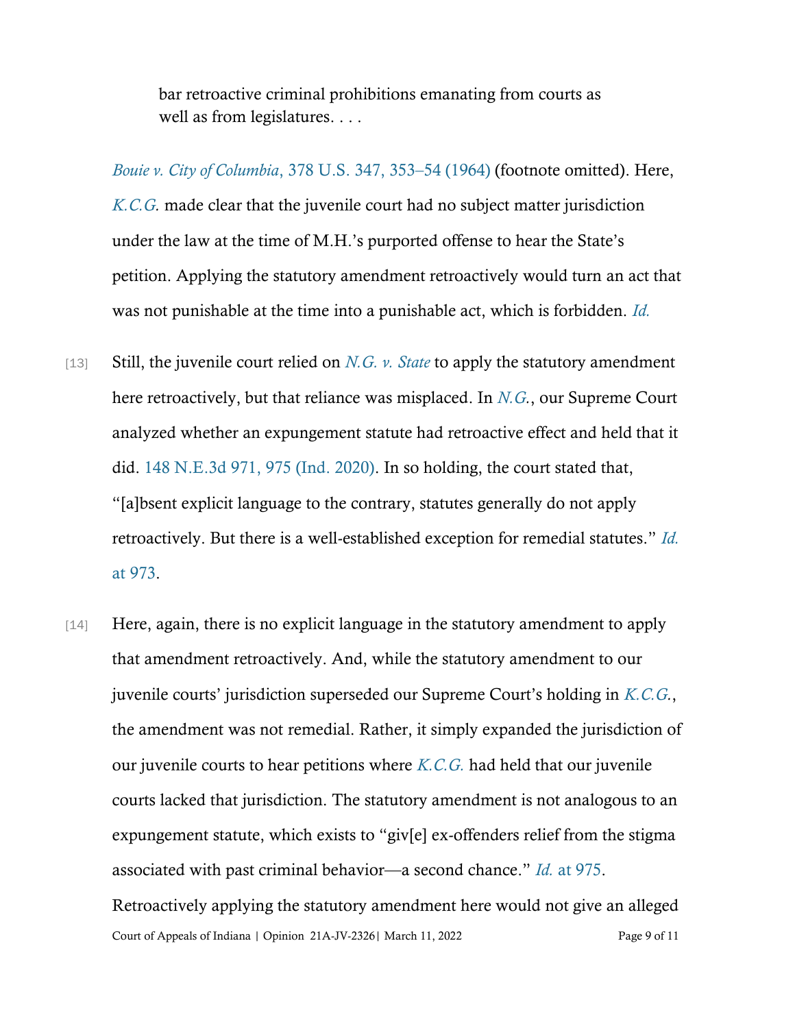> bar retroactive criminal prohibitions emanating from courts as well as from legislatures. . . .

*Bouie v. City of Columbia*, 378 U.S. 347, 353–54 (1964) (footnote omitted). Here, *K.C.G.* made clear that the juvenile court had no subject matter jurisdiction under the law at the time of M.H.'s purported offense to hear the State's petition. Applying the statutory amendment retroactively would turn an act that was not punishable at the time into a punishable act, which is forbidden. *Id.*

[13] Still, the juvenile court relied on *N.G. v. State* to apply the statutory amendment here retroactively, but that reliance was misplaced. In *N.G.*, our Supreme Court analyzed whether an expungement statute had retroactive effect and held that it did. 148 N.E.3d 971, 975 (Ind. 2020). In so holding, the court stated that, "[a]bsent explicit language to the contrary, statutes generally do not apply retroactively. But there is a well-established exception for remedial statutes." *Id.* at 973.

[14] Here, again, there is no explicit language in the statutory amendment to apply that amendment retroactively. And, while the statutory amendment to our juvenile courts' jurisdiction superseded our Supreme Court's holding in *K.C.G.*, the amendment was not remedial. Rather, it simply expanded the jurisdiction of our juvenile courts to hear petitions where *K.C.G.* had held that our juvenile courts lacked that jurisdiction. The statutory amendment is not analogous to an expungement statute, which exists to "giv[e] ex-offenders relief from the stigma associated with past criminal behavior—a second chance." *Id.* at 975. Retroactively applying the statutory amendment here would not give an alleged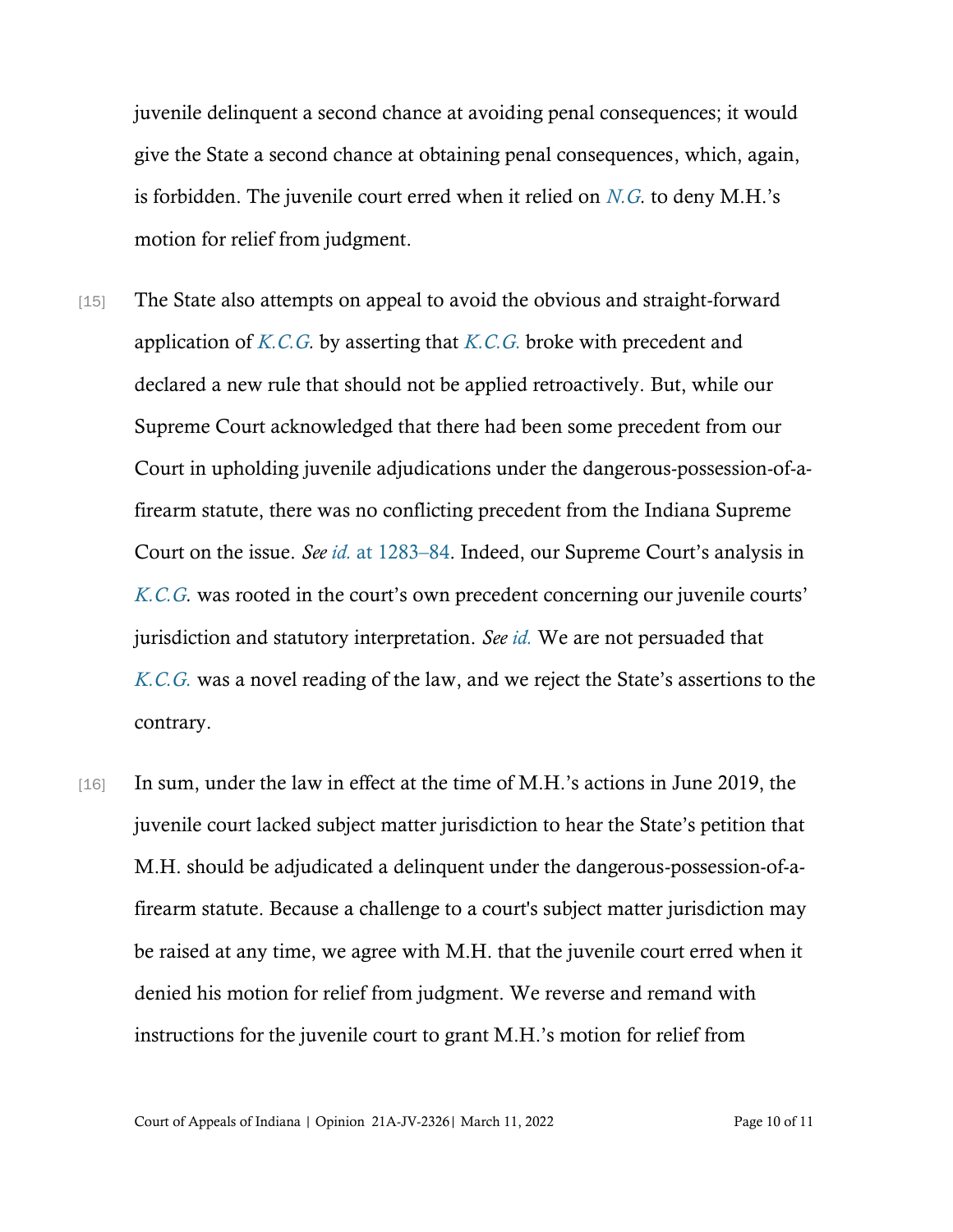juvenile delinquent a second chance at avoiding penal consequences; it would give the State a second chance at obtaining penal consequences, which, again, is forbidden. The juvenile court erred when it relied on *N.G.* to deny M.H.'s motion for relief from judgment.

[15] The State also attempts on appeal to avoid the obvious and straight-forward application of *K.C.G.* by asserting that *K.C.G.* broke with precedent and declared a new rule that should not be applied retroactively. But, while our Supreme Court acknowledged that there had been some precedent from our Court in upholding juvenile adjudications under the dangerous-possession-of-a-firearm statute, there was no conflicting precedent from the Indiana Supreme Court on the issue. *See id.* at 1283–84. Indeed, our Supreme Court's analysis in *K.C.G.* was rooted in the court's own precedent concerning our juvenile courts' jurisdiction and statutory interpretation. *See id.* We are not persuaded that *K.C.G.* was a novel reading of the law, and we reject the State's assertions to the contrary.

[16] In sum, under the law in effect at the time of M.H.'s actions in June 2019, the juvenile court lacked subject matter jurisdiction to hear the State's petition that M.H. should be adjudicated a delinquent under the dangerous-possession-of-a-firearm statute. Because a challenge to a court's subject matter jurisdiction may be raised at any time, we agree with M.H. that the juvenile court erred when it denied his motion for relief from judgment. We reverse and remand with instructions for the juvenile court to grant M.H.'s motion for relief from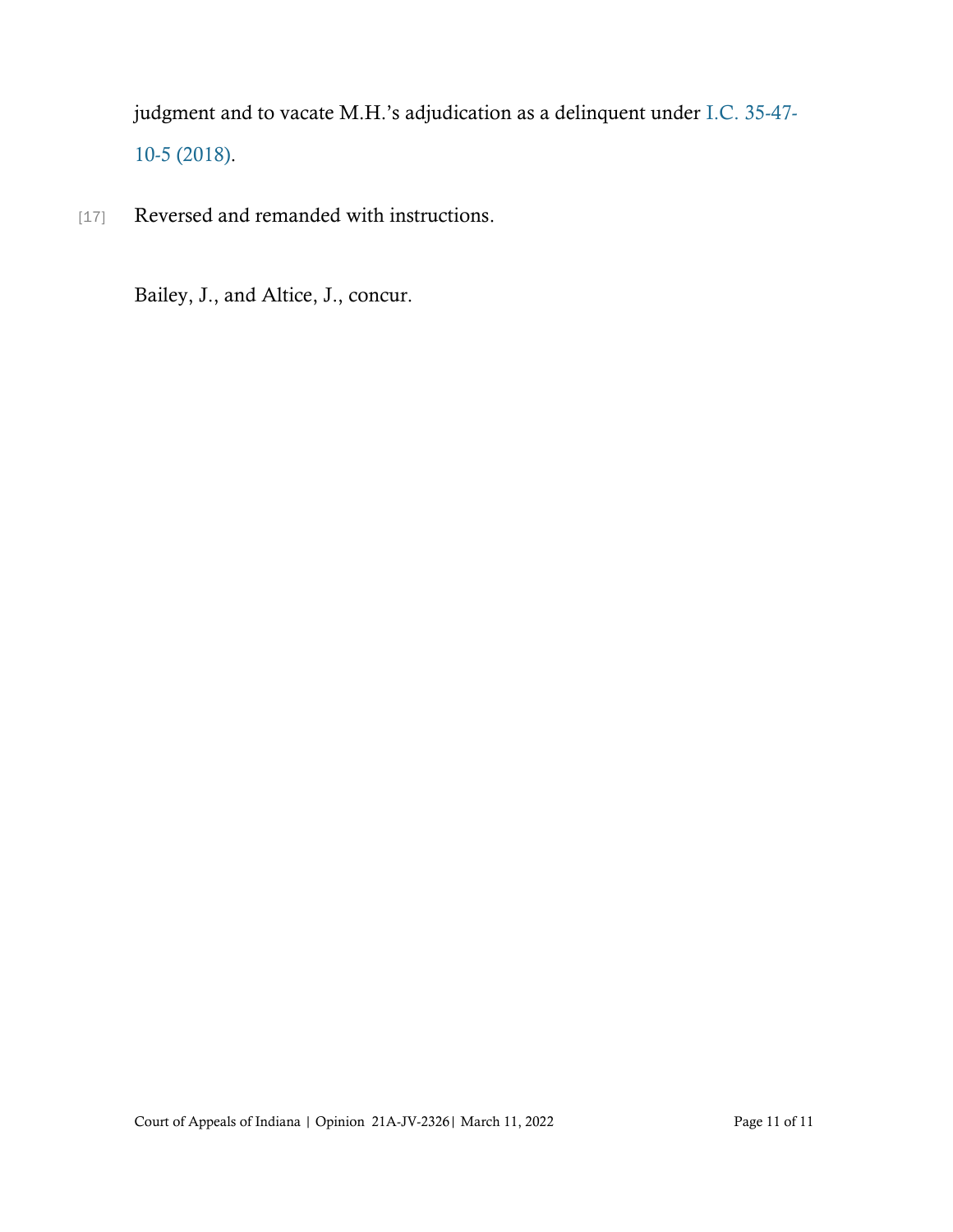judgment and to vacate M.H.'s adjudication as a delinquent under I.C. 35-47-10-5 (2018).

[17] Reversed and remanded with instructions.

Bailey, J., and Altice, J., concur.